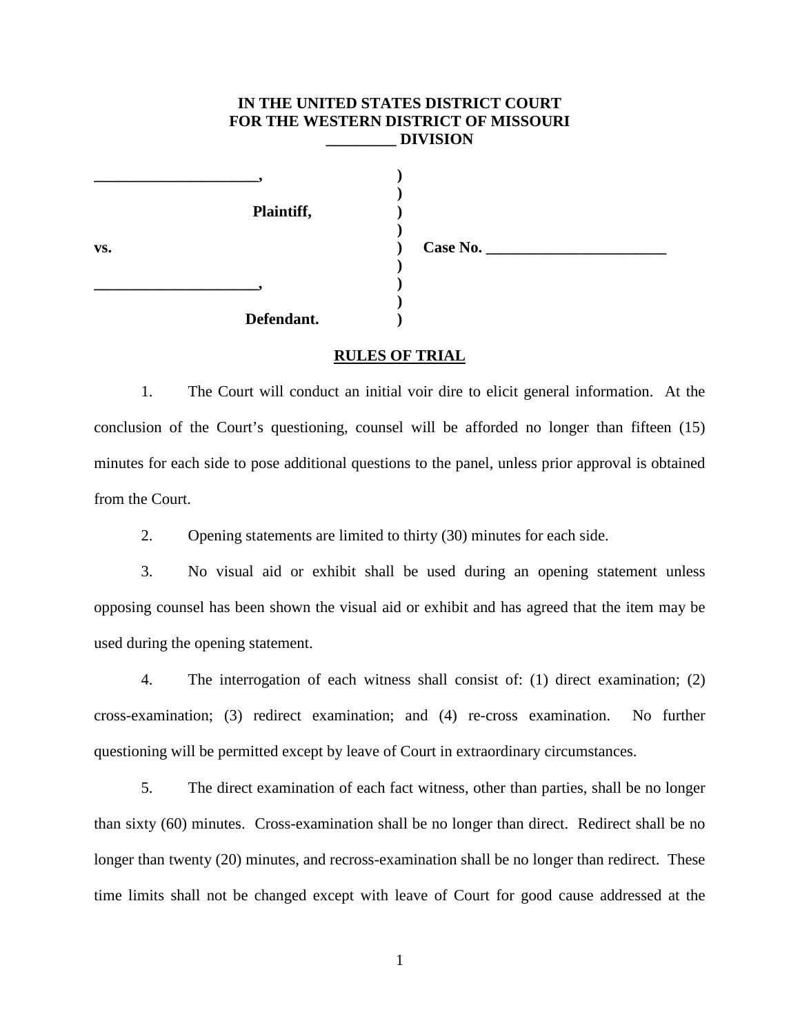**IN THE UNITED STATES DISTRICT COURT**
**FOR THE WESTERN DISTRICT OF MISSOURI**
**_________ DIVISION**

| | | |
|---|---|---|
| **_____________________,** | ) | |
| | ) | |
| **Plaintiff,** | ) | |
| | ) | |
| **vs.** | ) | **Case No. ________________________** |
| | ) | |
| **_____________________,** | ) | |
| | ) | |
| **Defendant.** | ) | |

**RULES OF TRIAL**

1. The Court will conduct an initial voir dire to elicit general information. At the conclusion of the Court's questioning, counsel will be afforded no longer than fifteen (15) minutes for each side to pose additional questions to the panel, unless prior approval is obtained from the Court.

2. Opening statements are limited to thirty (30) minutes for each side.

3. No visual aid or exhibit shall be used during an opening statement unless opposing counsel has been shown the visual aid or exhibit and has agreed that the item may be used during the opening statement.

4. The interrogation of each witness shall consist of: (1) direct examination; (2) cross-examination; (3) redirect examination; and (4) re-cross examination. No further questioning will be permitted except by leave of Court in extraordinary circumstances.

5. The direct examination of each fact witness, other than parties, shall be no longer than sixty (60) minutes. Cross-examination shall be no longer than direct. Redirect shall be no longer than twenty (20) minutes, and recross-examination shall be no longer than redirect. These time limits shall not be changed except with leave of Court for good cause addressed at the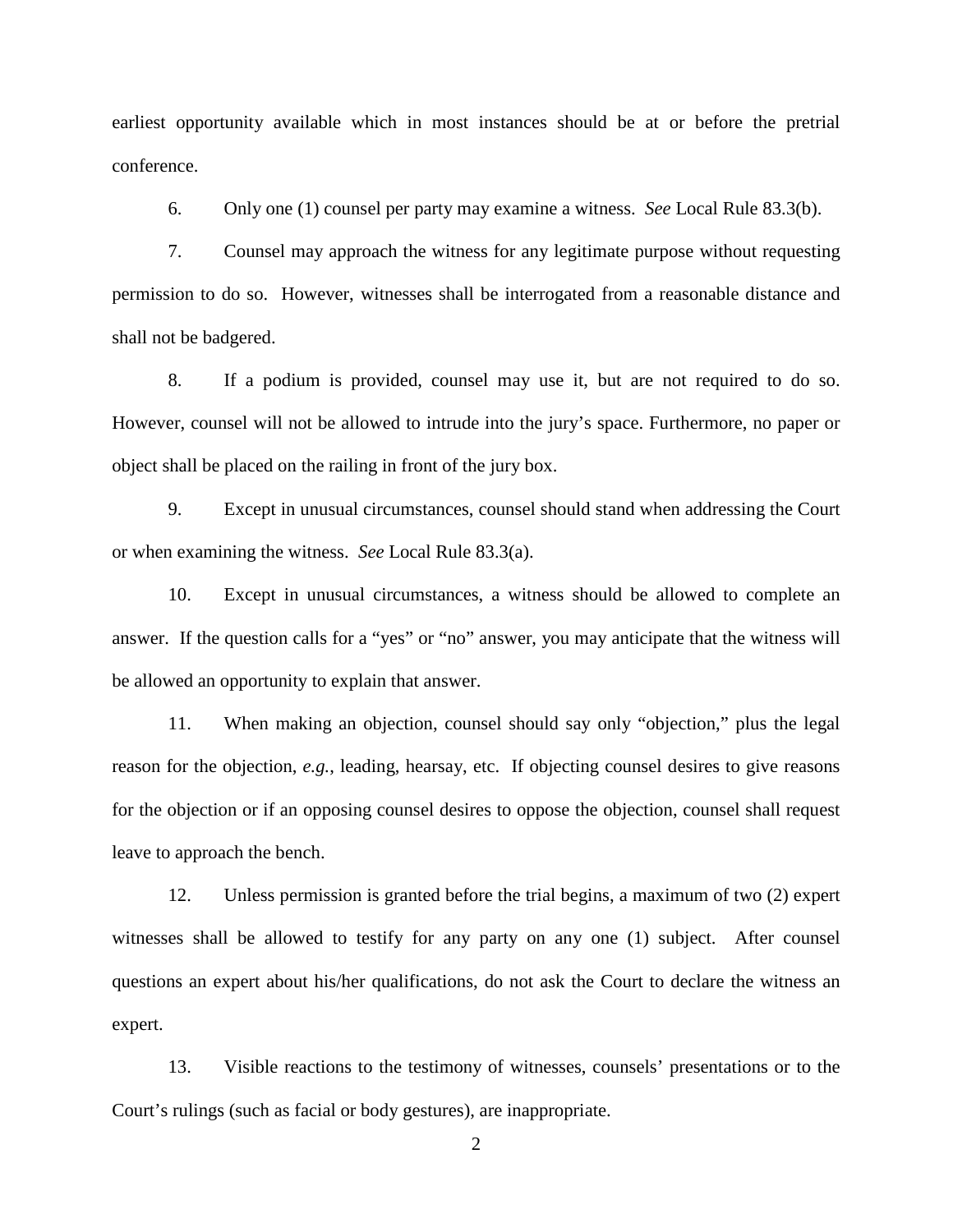earliest opportunity available which in most instances should be at or before the pretrial conference.

6. Only one (1) counsel per party may examine a witness. *See* Local Rule 83.3(b).

7. Counsel may approach the witness for any legitimate purpose without requesting permission to do so. However, witnesses shall be interrogated from a reasonable distance and shall not be badgered.

8. If a podium is provided, counsel may use it, but are not required to do so. However, counsel will not be allowed to intrude into the jury's space. Furthermore, no paper or object shall be placed on the railing in front of the jury box.

9. Except in unusual circumstances, counsel should stand when addressing the Court or when examining the witness. *See* Local Rule 83.3(a).

10. Except in unusual circumstances, a witness should be allowed to complete an answer. If the question calls for a "yes" or "no" answer, you may anticipate that the witness will be allowed an opportunity to explain that answer.

11. When making an objection, counsel should say only "objection," plus the legal reason for the objection, *e.g.*, leading, hearsay, etc. If objecting counsel desires to give reasons for the objection or if an opposing counsel desires to oppose the objection, counsel shall request leave to approach the bench.

12. Unless permission is granted before the trial begins, a maximum of two (2) expert witnesses shall be allowed to testify for any party on any one (1) subject. After counsel questions an expert about his/her qualifications, do not ask the Court to declare the witness an expert.

13. Visible reactions to the testimony of witnesses, counsels' presentations or to the Court's rulings (such as facial or body gestures), are inappropriate.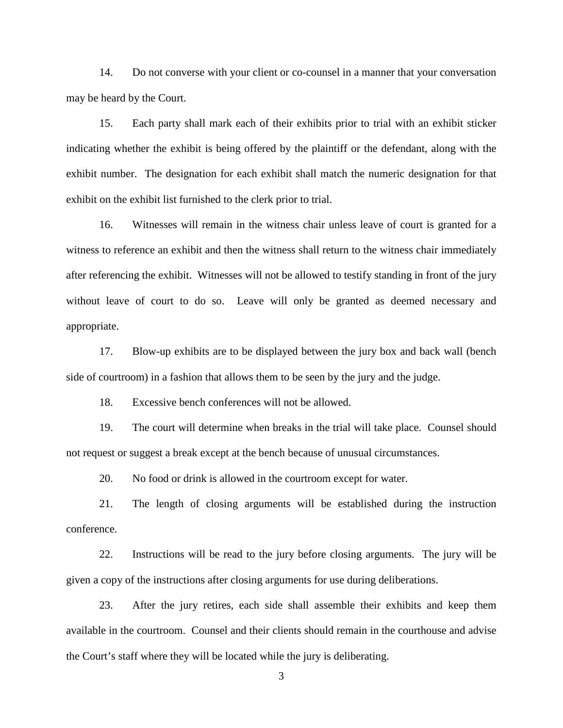14. Do not converse with your client or co-counsel in a manner that your conversation may be heard by the Court.

15. Each party shall mark each of their exhibits prior to trial with an exhibit sticker indicating whether the exhibit is being offered by the plaintiff or the defendant, along with the exhibit number. The designation for each exhibit shall match the numeric designation for that exhibit on the exhibit list furnished to the clerk prior to trial.

16. Witnesses will remain in the witness chair unless leave of court is granted for a witness to reference an exhibit and then the witness shall return to the witness chair immediately after referencing the exhibit. Witnesses will not be allowed to testify standing in front of the jury without leave of court to do so. Leave will only be granted as deemed necessary and appropriate.

17. Blow-up exhibits are to be displayed between the jury box and back wall (bench side of courtroom) in a fashion that allows them to be seen by the jury and the judge.

18. Excessive bench conferences will not be allowed.

19. The court will determine when breaks in the trial will take place. Counsel should not request or suggest a break except at the bench because of unusual circumstances.

20. No food or drink is allowed in the courtroom except for water.

21. The length of closing arguments will be established during the instruction conference.

22. Instructions will be read to the jury before closing arguments. The jury will be given a copy of the instructions after closing arguments for use during deliberations.

23. After the jury retires, each side shall assemble their exhibits and keep them available in the courtroom. Counsel and their clients should remain in the courthouse and advise the Court's staff where they will be located while the jury is deliberating.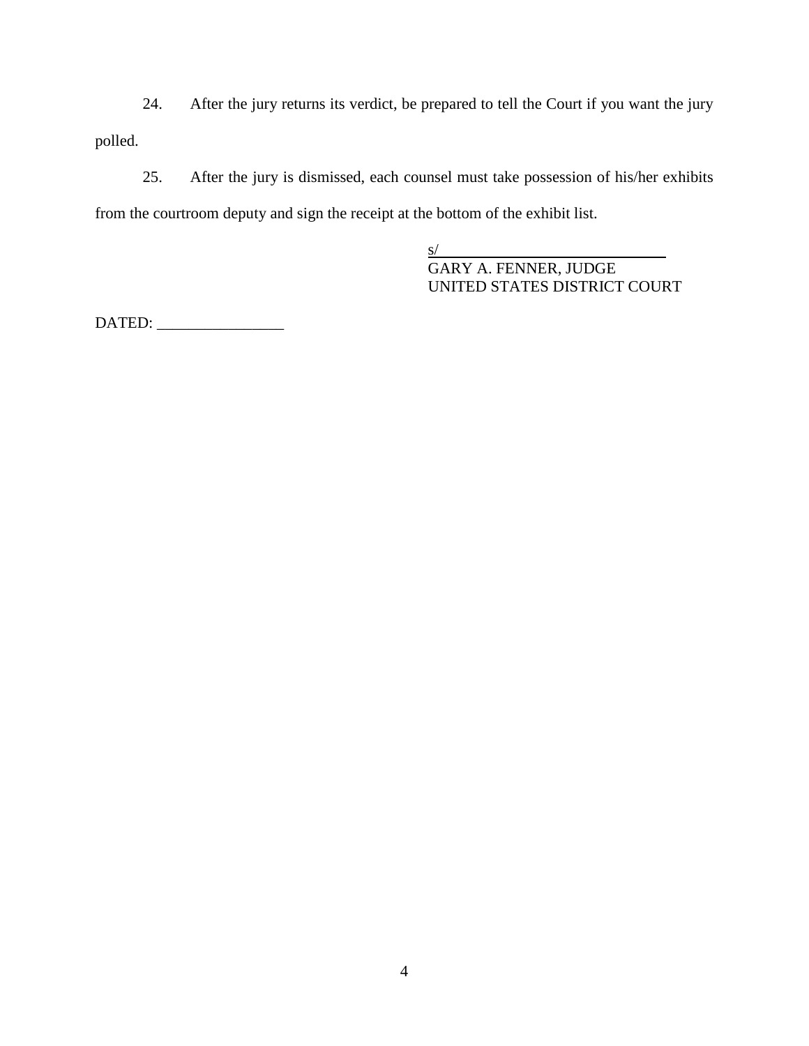24. After the jury returns its verdict, be prepared to tell the Court if you want the jury polled.

25. After the jury is dismissed, each counsel must take possession of his/her exhibits from the courtroom deputy and sign the receipt at the bottom of the exhibit list.

s/ \_\_\_\_\_\_\_\_\_\_\_\_\_\_\_\_\_\_\_\_\_\_\_\_\_\_\_\_
GARY A. FENNER, JUDGE
UNITED STATES DISTRICT COURT

DATED: \_\_\_\_\_\_\_\_\_\_\_\_\_\_\_\_